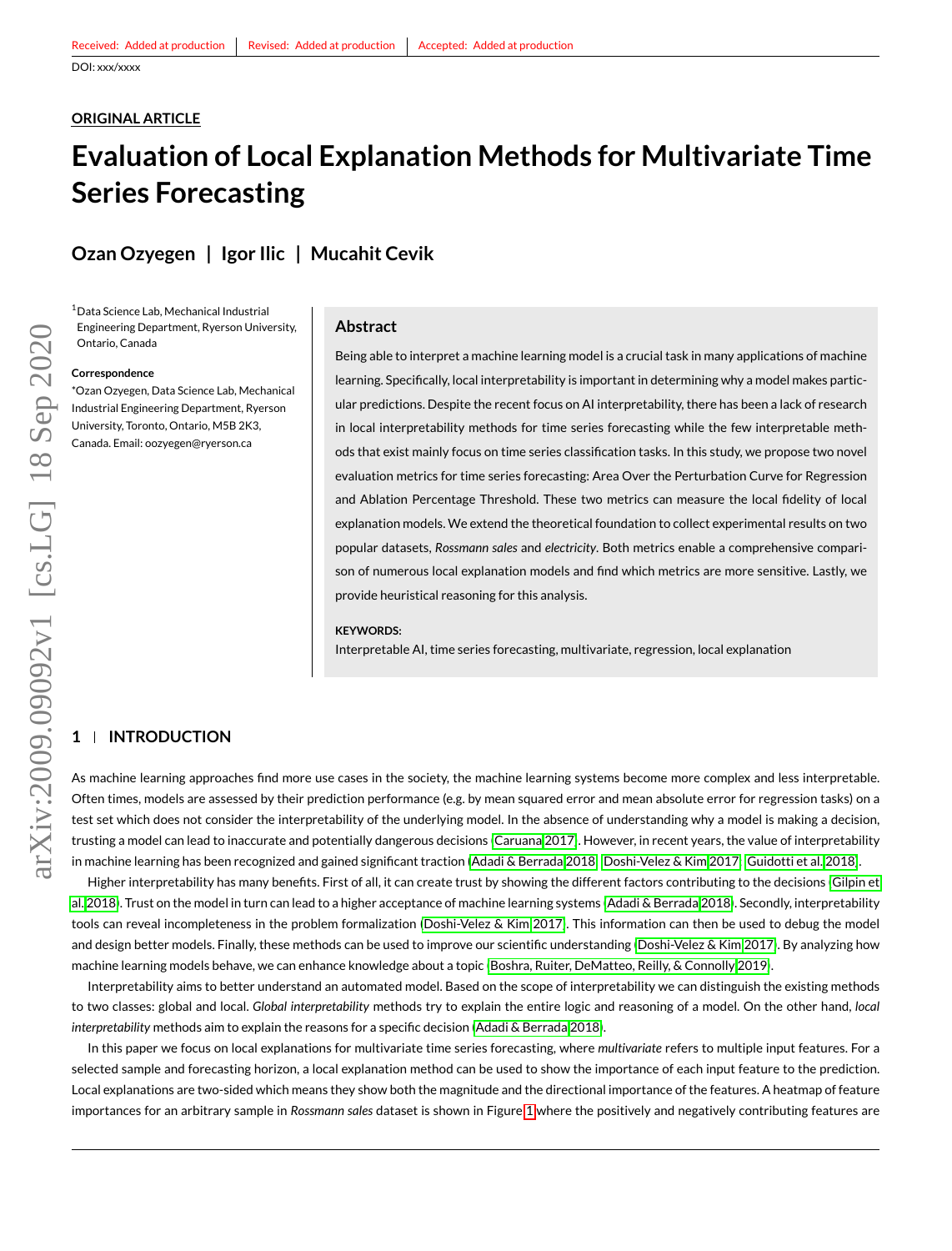Received: Added at production | Revised: Added at production | Accepted: Added at production

DOI: xxx/xxxx

**ORIGINAL ARTICLE**

# Evaluation of Local Explanation Methods for Multivariate Time Series Forecasting

**Ozan Ozyegen | Igor Ilic | Mucahit Cevik**

[1]Data Science Lab, Mechanical Industrial Engineering Department, Ryerson University, Ontario, Canada

**Correspondence**

*Ozan Ozyegen, Data Science Lab, Mechanical Industrial Engineering Department, Ryerson University, Toronto, Ontario, M5B 2K3, Canada. Email: oozyegen@ryerson.ca

## Abstract

Being able to interpret a machine learning model is a crucial task in many applications of machine learning. Specifically, local interpretability is important in determining why a model makes particular predictions. Despite the recent focus on AI interpretability, there has been a lack of research in local interpretability methods for time series forecasting while the few interpretable methods that exist mainly focus on time series classification tasks. In this study, we propose two novel evaluation metrics for time series forecasting: Area Over the Perturbation Curve for Regression and Ablation Percentage Threshold. These two metrics can measure the local fidelity of local explanation models. We extend the theoretical foundation to collect experimental results on two popular datasets, *Rossmann sales* and *electricity*. Both metrics enable a comprehensive comparison of numerous local explanation models and find which metrics are more sensitive. Lastly, we provide heuristical reasoning for this analysis.

**KEYWORDS:**

Interpretable AI, time series forecasting, multivariate, regression, local explanation

## 1 | INTRODUCTION

As machine learning approaches find more use cases in the society, the machine learning systems become more complex and less interpretable. Often times, models are assessed by their prediction performance (e.g. by mean squared error and mean absolute error for regression tasks) on a test set which does not consider the interpretability of the underlying model. In the absence of understanding why a model is making a decision, trusting a model can lead to inaccurate and potentially dangerous decisions (Caruana 2017). However, in recent years, the value of interpretability in machine learning has been recognized and gained significant traction (Adadi & Berrada 2018; Doshi-Velez & Kim 2017; Guidotti et al. 2018).

Higher interpretability has many benefits. First of all, it can create trust by showing the different factors contributing to the decisions (Gilpin et al. 2018). Trust on the model in turn can lead to a higher acceptance of machine learning systems (Adadi & Berrada 2018). Secondly, interpretability tools can reveal incompleteness in the problem formalization (Doshi-Velez & Kim 2017). This information can then be used to debug the model and design better models. Finally, these methods can be used to improve our scientific understanding (Doshi-Velez & Kim 2017). By analyzing how machine learning models behave, we can enhance knowledge about a topic (Boshra, Ruiter, DeMatteo, Reilly, & Connolly 2019).

Interpretability aims to better understand an automated model. Based on the scope of interpretability we can distinguish the existing methods to two classes: global and local. *Global interpretability* methods try to explain the entire logic and reasoning of a model. On the other hand, *local interpretability* methods aim to explain the reasons for a specific decision (Adadi & Berrada 2018).

In this paper we focus on local explanations for multivariate time series forecasting, where *multivariate* refers to multiple input features. For a selected sample and forecasting horizon, a local explanation method can be used to show the importance of each input feature to the prediction. Local explanations are two-sided which means they show both the magnitude and the directional importance of the features. A heatmap of feature importances for an arbitrary sample in *Rossmann sales* dataset is shown in Figure 1 where the positively and negatively contributing features are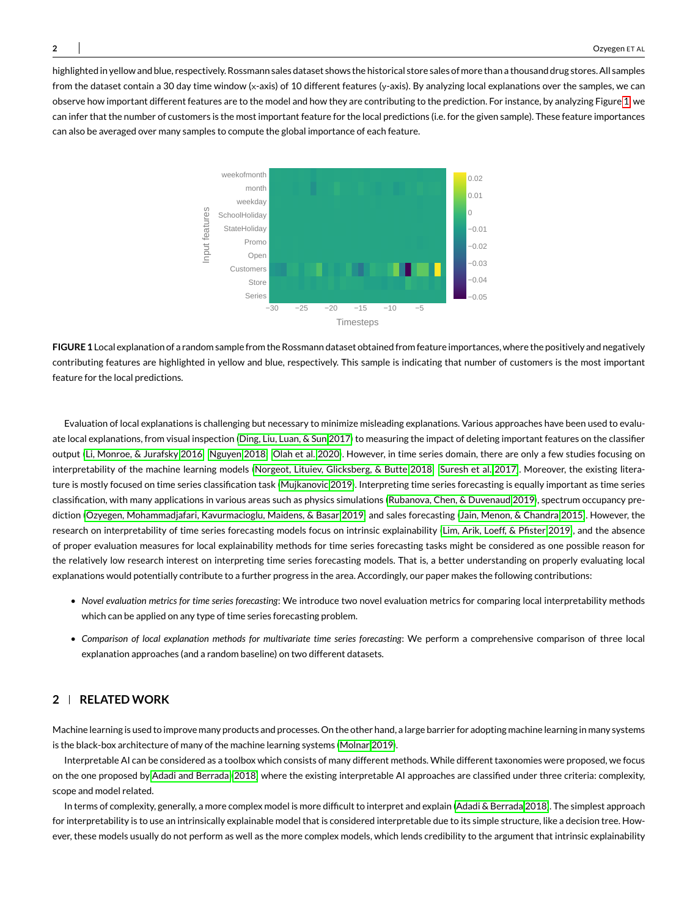highlighted in yellow and blue, respectively. Rossmann sales dataset shows the historical store sales of more than a thousand drug stores. All samples from the dataset contain a 30 day time window (x-axis) of 10 different features (y-axis). By analyzing local explanations over the samples, we can observe how important different features are to the model and how they are contributing to the prediction. For instance, by analyzing Figure 1 we can infer that the number of customers is the most important feature for the local predictions (i.e. for the given sample). These feature importances can also be averaged over many samples to compute the global importance of each feature.

**FIGURE 1** Local explanation of a random sample from the Rossmann dataset obtained from feature importances, where the positively and negatively contributing features are highlighted in yellow and blue, respectively. This sample is indicating that number of customers is the most important feature for the local predictions.

Evaluation of local explanations is challenging but necessary to minimize misleading explanations. Various approaches have been used to evaluate local explanations, from visual inspection (Ding, Liu, Luan, & Sun 2017) to measuring the impact of deleting important features on the classifier output (Li, Monroe, & Jurafsky 2016; Nguyen 2018; Olah et al. 2020). However, in time series domain, there are only a few studies focusing on interpretability of the machine learning models (Norgeot, Lituiev, Glicksberg, & Butte 2018; Suresh et al. 2017). Moreover, the existing literature is mostly focused on time series classification task (Mujkanovic 2019). Interpreting time series forecasting is equally important as time series classification, with many applications in various areas such as physics simulations (Rubanova, Chen, & Duvenaud 2019), spectrum occupancy prediction (Ozyegen, Mohammadjafari, Kavurmacioglu, Maidens, & Basar 2019) and sales forecasting (Jain, Menon, & Chandra 2015). However, the research on interpretability of time series forecasting models focus on intrinsic explainability (Lim, Arik, Loeff, & Pfister 2019), and the absence of proper evaluation measures for local explainability methods for time series forecasting tasks might be considered as one possible reason for the relatively low research interest on interpreting time series forecasting models. That is, a better understanding on properly evaluating local explanations would potentially contribute to a further progress in the area. Accordingly, our paper makes the following contributions:

- *Novel evaluation metrics for time series forecasting*: We introduce two novel evaluation metrics for comparing local interpretability methods which can be applied on any type of time series forecasting problem.
- *Comparison of local explanation methods for multivariate time series forecasting*: We perform a comprehensive comparison of three local explanation approaches (and a random baseline) on two different datasets.

## 2 | RELATED WORK

Machine learning is used to improve many products and processes. On the other hand, a large barrier for adopting machine learning in many systems is the black-box architecture of many of the machine learning systems (Molnar 2019).

Interpretable AI can be considered as a toolbox which consists of many different methods. While different taxonomies were proposed, we focus on the one proposed by Adadi and Berrada (2018) where the existing interpretable AI approaches are classified under three criteria: complexity, scope and model related.

In terms of complexity, generally, a more complex model is more difficult to interpret and explain (Adadi & Berrada 2018). The simplest approach for interpretability is to use an intrinsically explainable model that is considered interpretable due to its simple structure, like a decision tree. However, these models usually do not perform as well as the more complex models, which lends credibility to the argument that intrinsic explainability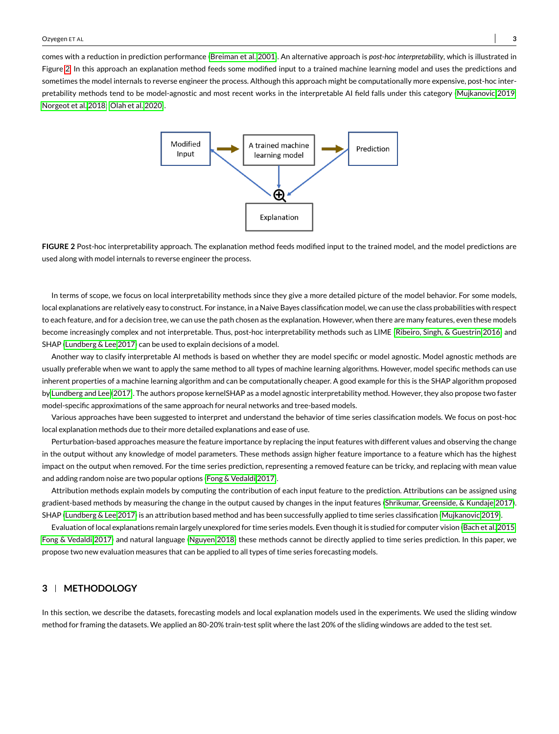comes with a reduction in prediction performance (Breiman et al. 2001). An alternative approach is *post-hoc interpretability*, which is illustrated in Figure 2. In this approach an explanation method feeds some modified input to a trained machine learning model and uses the predictions and sometimes the model internals to reverse engineer the process. Although this approach might be computationally more expensive, post-hoc interpretability methods tend to be model-agnostic and most recent works in the interpretable AI field falls under this category (Mujkanovic 2019; Norgeot et al. 2018; Olah et al. 2020).

**FIGURE 2** Post-hoc interpretability approach. The explanation method feeds modified input to the trained model, and the model predictions are used along with model internals to reverse engineer the process.

In terms of scope, we focus on local interpretability methods since they give a more detailed picture of the model behavior. For some models, local explanations are relatively easy to construct. For instance, in a Naive Bayes classification model, we can use the class probabilities with respect to each feature, and for a decision tree, we can use the path chosen as the explanation. However, when there are many features, even these models become increasingly complex and not interpretable. Thus, post-hoc interpretability methods such as LIME (Ribeiro, Singh, & Guestrin 2016) and SHAP (Lundberg & Lee 2017) can be used to explain decisions of a model.

Another way to clasify interpretable AI methods is based on whether they are model specific or model agnostic. Model agnostic methods are usually preferable when we want to apply the same method to all types of machine learning algorithms. However, model specific methods can use inherent properties of a machine learning algorithm and can be computationally cheaper. A good example for this is the SHAP algorithm proposed by Lundberg and Lee (2017). The authors propose kernelSHAP as a model agnostic interpretability method. However, they also propose two faster model-specific approximations of the same approach for neural networks and tree-based models.

Various approaches have been suggested to interpret and understand the behavior of time series classification models. We focus on post-hoc local explanation methods due to their more detailed explanations and ease of use.

Perturbation-based approaches measure the feature importance by replacing the input features with different values and observing the change in the output without any knowledge of model parameters. These methods assign higher feature importance to a feature which has the highest impact on the output when removed. For the time series prediction, representing a removed feature can be tricky, and replacing with mean value and adding random noise are two popular options (Fong & Vedaldi 2017).

Attribution methods explain models by computing the contribution of each input feature to the prediction. Attributions can be assigned using gradient-based methods by measuring the change in the output caused by changes in the input features (Shrikumar, Greenside, & Kundaje 2017). SHAP (Lundberg & Lee 2017) is an attribution based method and has been successfully applied to time series classification (Mujkanovic 2019).

Evaluation of local explanations remain largely unexplored for time series models. Even though it is studied for computer vision (Bach et al. 2015; Fong & Vedaldi 2017) and natural language (Nguyen 2018) these methods cannot be directly applied to time series prediction. In this paper, we propose two new evaluation measures that can be applied to all types of time series forecasting models.

## 3 | METHODOLOGY

In this section, we describe the datasets, forecasting models and local explanation models used in the experiments. We used the sliding window method for framing the datasets. We applied an 80-20% train-test split where the last 20% of the sliding windows are added to the test set.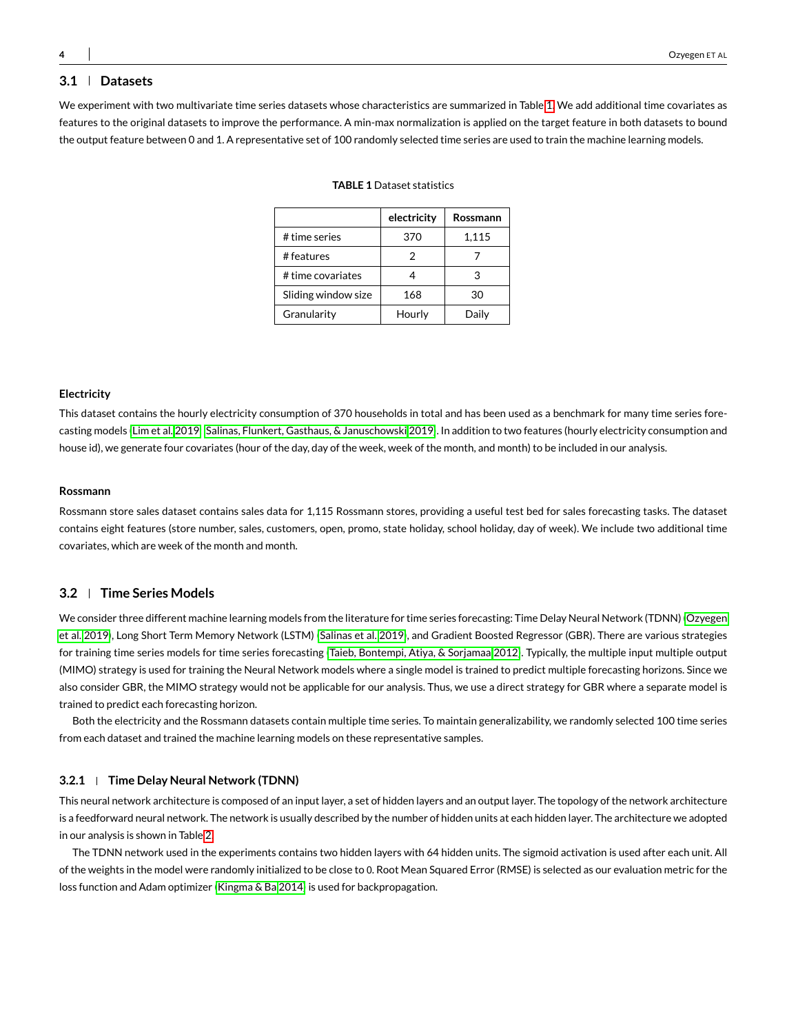### 3.1 | Datasets

We experiment with two multivariate time series datasets whose characteristics are summarized in Table 1. We add additional time covariates as features to the original datasets to improve the performance. A min-max normalization is applied on the target feature in both datasets to bound the output feature between 0 and 1. A representative set of 100 randomly selected time series are used to train the machine learning models.

**TABLE 1** Dataset statistics

| | electricity | Rossmann |
|---|---|---|
| # time series | 370 | 1,115 |
| # features | 2 | 7 |
| # time covariates | 4 | 3 |
| Sliding window size | 168 | 30 |
| Granularity | Hourly | Daily |

#### Electricity

This dataset contains the hourly electricity consumption of 370 households in total and has been used as a benchmark for many time series forecasting models (Lim et al. 2019; Salinas, Flunkert, Gasthaus, & Januschowski 2019). In addition to two features (hourly electricity consumption and house id), we generate four covariates (hour of the day, day of the week, week of the month, and month) to be included in our analysis.

#### Rossmann

Rossmann store sales dataset contains sales data for 1,115 Rossmann stores, providing a useful test bed for sales forecasting tasks. The dataset contains eight features (store number, sales, customers, open, promo, state holiday, school holiday, day of week). We include two additional time covariates, which are week of the month and month.

### 3.2 | Time Series Models

We consider three different machine learning models from the literature for time series forecasting: Time Delay Neural Network (TDNN) (Ozyegen et al. 2019), Long Short Term Memory Network (LSTM) (Salinas et al. 2019), and Gradient Boosted Regressor (GBR). There are various strategies for training time series models for time series forecasting (Taieb, Bontempi, Atiya, & Sorjamaa 2012). Typically, the multiple input multiple output (MIMO) strategy is used for training the Neural Network models where a single model is trained to predict multiple forecasting horizons. Since we also consider GBR, the MIMO strategy would not be applicable for our analysis. Thus, we use a direct strategy for GBR where a separate model is trained to predict each forecasting horizon.

Both the electricity and the Rossmann datasets contain multiple time series. To maintain generalizability, we randomly selected 100 time series from each dataset and trained the machine learning models on these representative samples.

#### 3.2.1 | Time Delay Neural Network (TDNN)

This neural network architecture is composed of an input layer, a set of hidden layers and an output layer. The topology of the network architecture is a feedforward neural network. The network is usually described by the number of hidden units at each hidden layer. The architecture we adopted in our analysis is shown in Table 2.

The TDNN network used in the experiments contains two hidden layers with 64 hidden units. The sigmoid activation is used after each unit. All of the weights in the model were randomly initialized to be close to 0. Root Mean Squared Error (RMSE) is selected as our evaluation metric for the loss function and Adam optimizer (Kingma & Ba 2014) is used for backpropagation.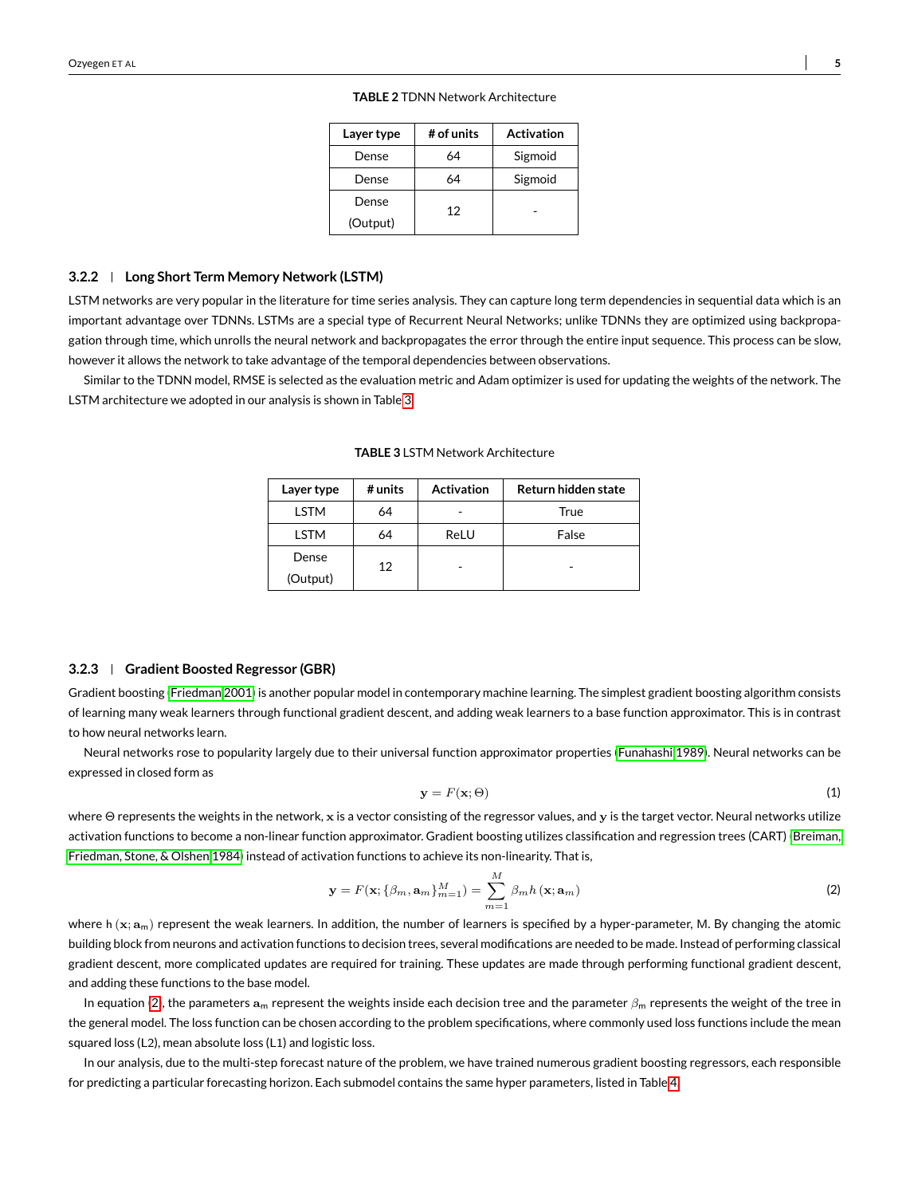**TABLE 2** TDNN Network Architecture

| Layer type | # of units | Activation |
|---|---|---|
| Dense | 64 | Sigmoid |
| Dense | 64 | Sigmoid |
| Dense (Output) | 12 | - |

### 3.2.2 | Long Short Term Memory Network (LSTM)

LSTM networks are very popular in the literature for time series analysis. They can capture long term dependencies in sequential data which is an important advantage over TDNNs. LSTMs are a special type of Recurrent Neural Networks; unlike TDNNs they are optimized using backpropagation through time, which unrolls the neural network and backpropagates the error through the entire input sequence. This process can be slow, however it allows the network to take advantage of the temporal dependencies between observations.

Similar to the TDNN model, RMSE is selected as the evaluation metric and Adam optimizer is used for updating the weights of the network. The LSTM architecture we adopted in our analysis is shown in Table 3.

**TABLE 3** LSTM Network Architecture

| Layer type | # units | Activation | Return hidden state |
|---|---|---|---|
| LSTM | 64 | - | True |
| LSTM | 64 | ReLU | False |
| Dense (Output) | 12 | - | - |

### 3.2.3 | Gradient Boosted Regressor (GBR)

Gradient boosting (Friedman 2001) is another popular model in contemporary machine learning. The simplest gradient boosting algorithm consists of learning many weak learners through functional gradient descent, and adding weak learners to a base function approximator. This is in contrast to how neural networks learn.

Neural networks rose to popularity largely due to their universal function approximator properties (Funahashi 1989). Neural networks can be expressed in closed form as

$$\mathbf{y} = F(\mathbf{x}; \Theta) \tag{1}$$

where $\Theta$ represents the weights in the network, $\mathbf{x}$ is a vector consisting of the regressor values, and $\mathbf{y}$ is the target vector. Neural networks utilize activation functions to become a non-linear function approximator. Gradient boosting utilizes classification and regression trees (CART) (Breiman, Friedman, Stone, & Olshen 1984) instead of activation functions to achieve its non-linearity. That is,

$$\mathbf{y} = F(\mathbf{x}; \{\beta_m, \mathbf{a}_m\}_{m=1}^{M}) = \sum_{m=1}^{M} \beta_m h(\mathbf{x}; \mathbf{a}_m) \tag{2}$$

where $h(\mathbf{x}; \mathbf{a}_m)$ represent the weak learners. In addition, the number of learners is specified by a hyper-parameter, M. By changing the atomic building block from neurons and activation functions to decision trees, several modifications are needed to be made. Instead of performing classical gradient descent, more complicated updates are required for training. These updates are made through performing functional gradient descent, and adding these functions to the base model.

In equation (2), the parameters $\mathbf{a}_m$ represent the weights inside each decision tree and the parameter $\beta_m$ represents the weight of the tree in the general model. The loss function can be chosen according to the problem specifications, where commonly used loss functions include the mean squared loss (L2), mean absolute loss (L1) and logistic loss.

In our analysis, due to the multi-step forecast nature of the problem, we have trained numerous gradient boosting regressors, each responsible for predicting a particular forecasting horizon. Each submodel contains the same hyper parameters, listed in Table 4.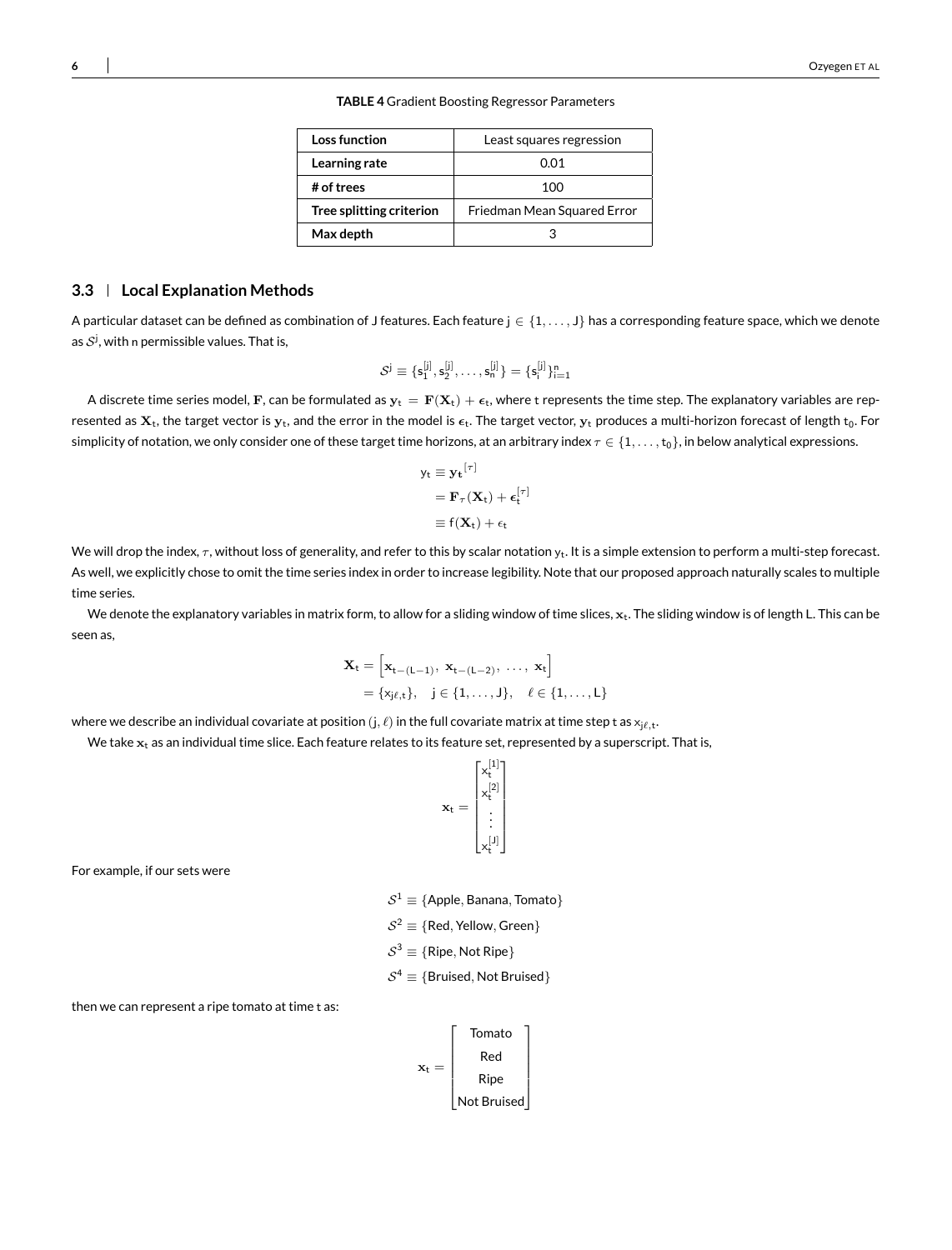**TABLE 4** Gradient Boosting Regressor Parameters

| | |
|---|---|
| **Loss function** | Least squares regression |
| **Learning rate** | 0.01 |
| **# of trees** | 100 |
| **Tree splitting criterion** | Friedman Mean Squared Error |
| **Max depth** | 3 |

## 3.3 | Local Explanation Methods

A particular dataset can be defined as combination of J features. Each feature $j \in \{1, \dots, J\}$ has a corresponding feature space, which we denote as $\mathcal{S}^j$, with n permissible values. That is,

$$\mathcal{S}^j \equiv \{s_1^{[j]}, s_2^{[j]}, \dots, s_n^{[j]}\} = \{s_i^{[j]}\}_{i=1}^n$$

A discrete time series model, $\mathbf{F}$, can be formulated as $\mathbf{y}_t = \mathbf{F}(\mathbf{X}_t) + \epsilon_t$, where t represents the time step. The explanatory variables are represented as $\mathbf{X}_t$, the target vector is $\mathbf{y}_t$, and the error in the model is $\boldsymbol{\epsilon}_t$. The target vector, $\mathbf{y}_t$ produces a multi-horizon forecast of length $t_0$. For simplicity of notation, we only consider one of these target time horizons, at an arbitrary index $\tau \in \{1, \dots, t_0\}$, in below analytical expressions.

$$\begin{aligned} y_t &\equiv \mathbf{y_t}^{[\tau]} \\ &= \mathbf{F}_\tau(\mathbf{X}_t) + \boldsymbol{\epsilon}_t^{[\tau]} \\ &\equiv f(\mathbf{X}_t) + \epsilon_t \end{aligned}$$

We will drop the index, $\tau$, without loss of generality, and refer to this by scalar notation $y_t$. It is a simple extension to perform a multi-step forecast. As well, we explicitly chose to omit the time series index in order to increase legibility. Note that our proposed approach naturally scales to multiple time series.

We denote the explanatory variables in matrix form, to allow for a sliding window of time slices, $\mathbf{x}_t$. The sliding window is of length L. This can be seen as,

$$\begin{aligned} \mathbf{X}_t &= \left[\mathbf{x}_{t-(L-1)},\ \mathbf{x}_{t-(L-2)},\ \dots,\ \mathbf{x}_t\right] \\ &= \{x_{j\ell,t}\}, \quad j \in \{1, \dots, J\}, \quad \ell \in \{1, \dots, L\} \end{aligned}$$

where we describe an individual covariate at position $(j, \ell)$ in the full covariate matrix at time step t as $x_{j\ell,t}$.

We take $\mathbf{x}_t$ as an individual time slice. Each feature relates to its feature set, represented by a superscript. That is,

$$\mathbf{x}_t = \begin{bmatrix} x_t^{[1]} \\ x_t^{[2]} \\ \vdots \\ x_t^{[J]} \end{bmatrix}$$

For example, if our sets were

$$\begin{aligned} \mathcal{S}^1 &\equiv \{\text{Apple}, \text{Banana}, \text{Tomato}\} \\ \mathcal{S}^2 &\equiv \{\text{Red}, \text{Yellow}, \text{Green}\} \\ \mathcal{S}^3 &\equiv \{\text{Ripe}, \text{Not Ripe}\} \\ \mathcal{S}^4 &\equiv \{\text{Bruised}, \text{Not Bruised}\} \end{aligned}$$

then we can represent a ripe tomato at time t as:

$$\mathbf{x}_t = \begin{bmatrix} \text{Tomato} \\ \text{Red} \\ \text{Ripe} \\ \text{Not Bruised} \end{bmatrix}$$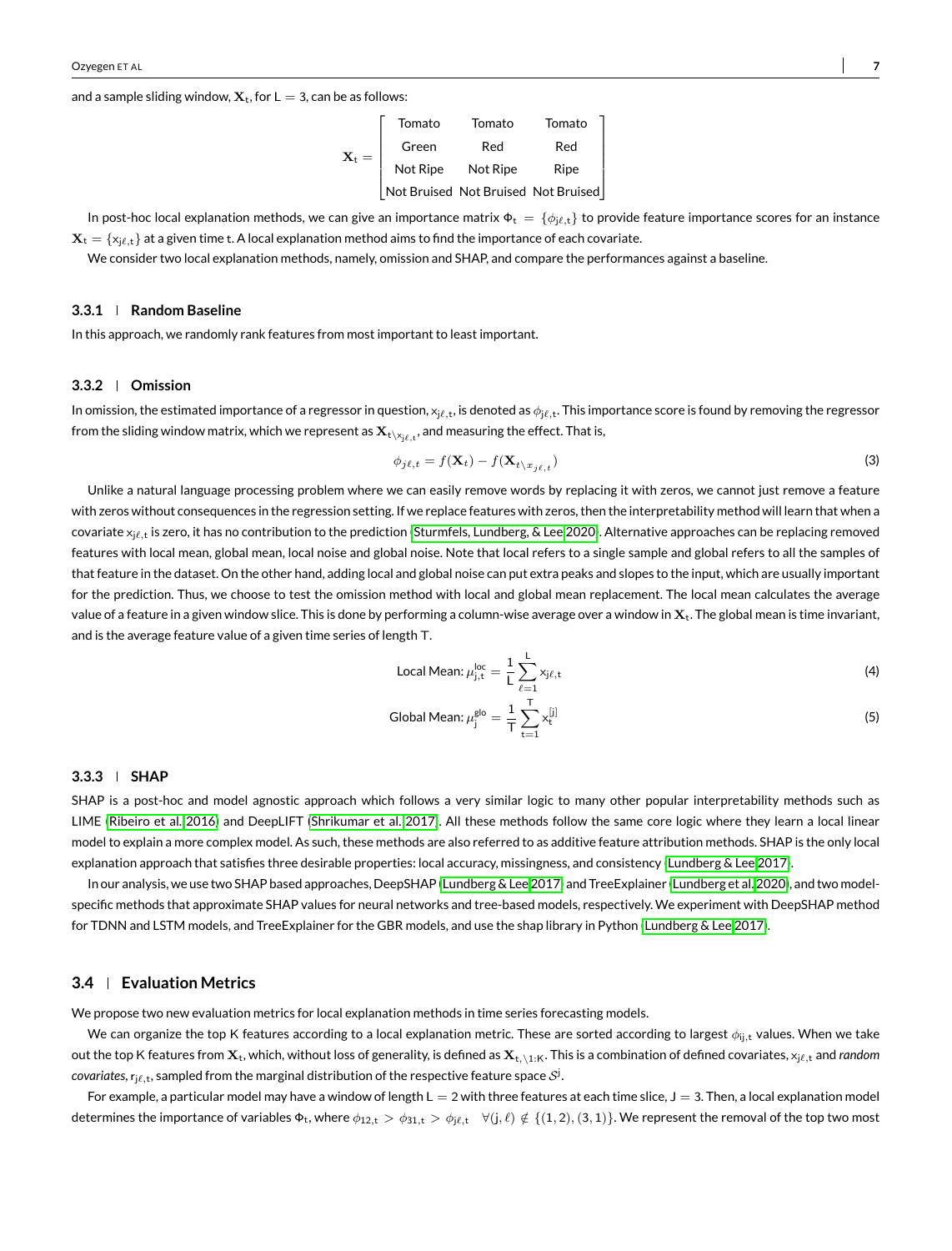and a sample sliding window, $\mathbf{X}_t$, for $L = 3$, can be as follows:

$$
\mathbf{X}_t = \begin{bmatrix} \text{Tomato} & \text{Tomato} & \text{Tomato} \\ \text{Green} & \text{Red} & \text{Red} \\ \text{Not Ripe} & \text{Not Ripe} & \text{Ripe} \\ \text{Not Bruised} & \text{Not Bruised} & \text{Not Bruised} \end{bmatrix}
$$

In post-hoc local explanation methods, we can give an importance matrix $\Phi_t = \{\phi_{j\ell,t}\}$ to provide feature importance scores for an instance $\mathbf{X}_t = \{x_{j\ell,t}\}$ at a given time t. A local explanation method aims to find the importance of each covariate.

We consider two local explanation methods, namely, omission and SHAP, and compare the performances against a baseline.

### 3.3.1 | Random Baseline

In this approach, we randomly rank features from most important to least important.

### 3.3.2 | Omission

In omission, the estimated importance of a regressor in question, $x_{j\ell,t}$, is denoted as $\phi_{j\ell,t}$. This importance score is found by removing the regressor from the sliding window matrix, which we represent as $\mathbf{X}_{t \setminus x_{j\ell,t}}$, and measuring the effect. That is,

$$
\phi_{j\ell,t} = f(\mathbf{X}_t) - f(\mathbf{X}_{t \setminus x_{j\ell,t}}) \tag{3}
$$

Unlike a natural language processing problem where we can easily remove words by replacing it with zeros, we cannot just remove a feature with zeros without consequences in the regression setting. If we replace features with zeros, then the interpretability method will learn that when a covariate $x_{j\ell,t}$ is zero, it has no contribution to the prediction (Sturmfels, Lundberg, & Lee 2020). Alternative approaches can be replacing removed features with local mean, global mean, local noise and global noise. Note that local refers to a single sample and global refers to all the samples of that feature in the dataset. On the other hand, adding local and global noise can put extra peaks and slopes to the input, which are usually important for the prediction. Thus, we choose to test the omission method with local and global mean replacement. The local mean calculates the average value of a feature in a given window slice. This is done by performing a column-wise average over a window in $\mathbf{X}_t$. The global mean is time invariant, and is the average feature value of a given time series of length T.

$$
\text{Local Mean: } \mu^{\text{loc}}_{j,t} = \frac{1}{L} \sum_{\ell=1}^{L} x_{j\ell,t} \tag{4}
$$

$$
\text{Global Mean: } \mu^{\text{glo}}_{j} = \frac{1}{T} \sum_{t=1}^{T} x^{[j]}_{t} \tag{5}
$$

### 3.3.3 | SHAP

SHAP is a post-hoc and model agnostic approach which follows a very similar logic to many other popular interpretability methods such as LIME (Ribeiro et al. 2016) and DeepLIFT (Shrikumar et al. 2017). All these methods follow the same core logic where they learn a local linear model to explain a more complex model. As such, these methods are also referred to as additive feature attribution methods. SHAP is the only local explanation approach that satisfies three desirable properties: local accuracy, missingness, and consistency (Lundberg & Lee 2017).

In our analysis, we use two SHAP based approaches, DeepSHAP (Lundberg & Lee 2017) and TreeExplainer (Lundberg et al. 2020), and two model-specific methods that approximate SHAP values for neural networks and tree-based models, respectively. We experiment with DeepSHAP method for TDNN and LSTM models, and TreeExplainer for the GBR models, and use the shap library in Python (Lundberg & Lee 2017).

## 3.4 | Evaluation Metrics

We propose two new evaluation metrics for local explanation methods in time series forecasting models.

We can organize the top K features according to a local explanation metric. These are sorted according to largest $\phi_{ij,t}$ values. When we take out the top K features from $\mathbf{X}_t$, which, without loss of generality, is defined as $\mathbf{X}_{t,\setminus 1:K}$. This is a combination of defined covariates, $x_{j\ell,t}$ and *random covariates*, $r_{j\ell,t}$, sampled from the marginal distribution of the respective feature space $\mathcal{S}^j$.

For example, a particular model may have a window of length $L = 2$ with three features at each time slice, $J = 3$. Then, a local explanation model determines the importance of variables $\Phi_t$, where $\phi_{12,t} > \phi_{31,t} > \phi_{j\ell,t} \quad \forall (j, \ell) \notin \{(1, 2), (3, 1)\}$. We represent the removal of the top two most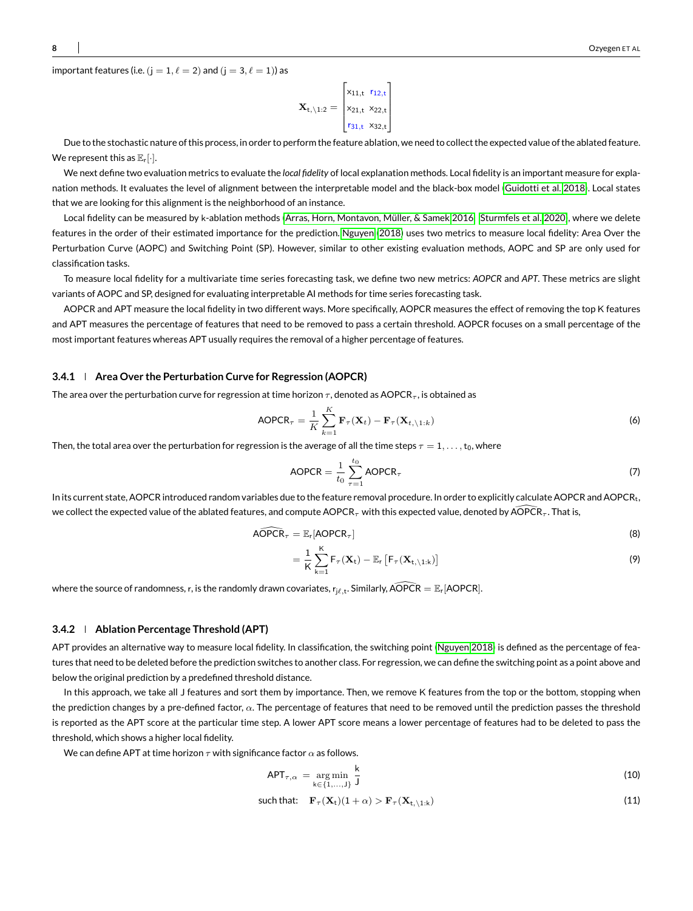important features (i.e. $(j = 1, \ell = 2)$ and $(j = 3, \ell = 1)$) as

$$\mathbf{X}_{t,\setminus 1:2} = \begin{bmatrix} x_{11,t} & r_{12,t} \\ x_{21,t} & x_{22,t} \\ r_{31,t} & x_{32,t} \end{bmatrix}$$

Due to the stochastic nature of this process, in order to perform the feature ablation, we need to collect the expected value of the ablated feature. We represent this as $\mathbb{E}_r[\cdot]$.

We next define two evaluation metrics to evaluate the *local fidelity* of local explanation methods. Local fidelity is an important measure for explanation methods. It evaluates the level of alignment between the interpretable model and the black-box model (Guidotti et al. 2018). Local states that we are looking for this alignment is the neighborhood of an instance.

Local fidelity can be measured by k-ablation methods (Arras, Horn, Montavon, Müller, & Samek 2016; Sturmfels et al. 2020), where we delete features in the order of their estimated importance for the prediction. Nguyen (2018) uses two metrics to measure local fidelity: Area Over the Perturbation Curve (AOPC) and Switching Point (SP). However, similar to other existing evaluation methods, AOPC and SP are only used for classification tasks.

To measure local fidelity for a multivariate time series forecasting task, we define two new metrics: *AOPCR* and *APT*. These metrics are slight variants of AOPC and SP, designed for evaluating interpretable AI methods for time series forecasting task.

AOPCR and APT measure the local fidelity in two different ways. More specifically, AOPCR measures the effect of removing the top K features and APT measures the percentage of features that need to be removed to pass a certain threshold. AOPCR focuses on a small percentage of the most important features whereas APT usually requires the removal of a higher percentage of features.

### 3.4.1 | Area Over the Perturbation Curve for Regression (AOPCR)

The area over the perturbation curve for regression at time horizon $\tau$, denoted as $\text{AOPCR}_\tau$, is obtained as

$$\text{AOPCR}_\tau = \frac{1}{K} \sum_{k=1}^{K} \mathbf{F}_\tau(\mathbf{X}_t) - \mathbf{F}_\tau(\mathbf{X}_{t,\setminus 1:k}) \tag{6}$$

Then, the total area over the perturbation for regression is the average of all the time steps $\tau = 1, \ldots, t_0$, where

$$\text{AOPCR} = \frac{1}{t_0} \sum_{\tau=1}^{t_0} \text{AOPCR}_\tau \tag{7}$$

In its current state, AOPCR introduced random variables due to the feature removal procedure. In order to explicitly calculate AOPCR and $\text{AOPCR}_t$, we collect the expected value of the ablated features, and compute $\text{AOPCR}_\tau$ with this expected value, denoted by $\widehat{\text{AOPCR}}_\tau$. That is,

$$\widehat{\text{AOPCR}}_\tau = \mathbb{E}_r[\text{AOPCR}_\tau] \tag{8}$$

$$= \frac{1}{K} \sum_{k=1}^{K} F_\tau(\mathbf{X}_t) - \mathbb{E}_r\left[F_\tau(\mathbf{X}_{t,\setminus 1:k})\right] \tag{9}$$

where the source of randomness, r, is the randomly drawn covariates, $r_{j\ell,t}$. Similarly, $\widehat{\text{AOPCR}} = \mathbb{E}_r[\text{AOPCR}]$.

### 3.4.2 | Ablation Percentage Threshold (APT)

APT provides an alternative way to measure local fidelity. In classification, the switching point (Nguyen 2018) is defined as the percentage of features that need to be deleted before the prediction switches to another class. For regression, we can define the switching point as a point above and below the original prediction by a predefined threshold distance.

In this approach, we take all J features and sort them by importance. Then, we remove K features from the top or the bottom, stopping when the prediction changes by a pre-defined factor, $\alpha$. The percentage of features that need to be removed until the prediction passes the threshold is reported as the APT score at the particular time step. A lower APT score means a lower percentage of features had to be deleted to pass the threshold, which shows a higher local fidelity.

We can define APT at time horizon $\tau$ with significance factor $\alpha$ as follows.

$$\text{APT}_{\tau,\alpha} = \underset{k \in \{1,\ldots,J\}}{\arg\min} \frac{k}{J} \tag{10}$$

$$\text{such that:} \quad \mathbf{F}_\tau(\mathbf{X}_t)(1+\alpha) > \mathbf{F}_\tau(\mathbf{X}_{t,\setminus 1:k}) \tag{11}$$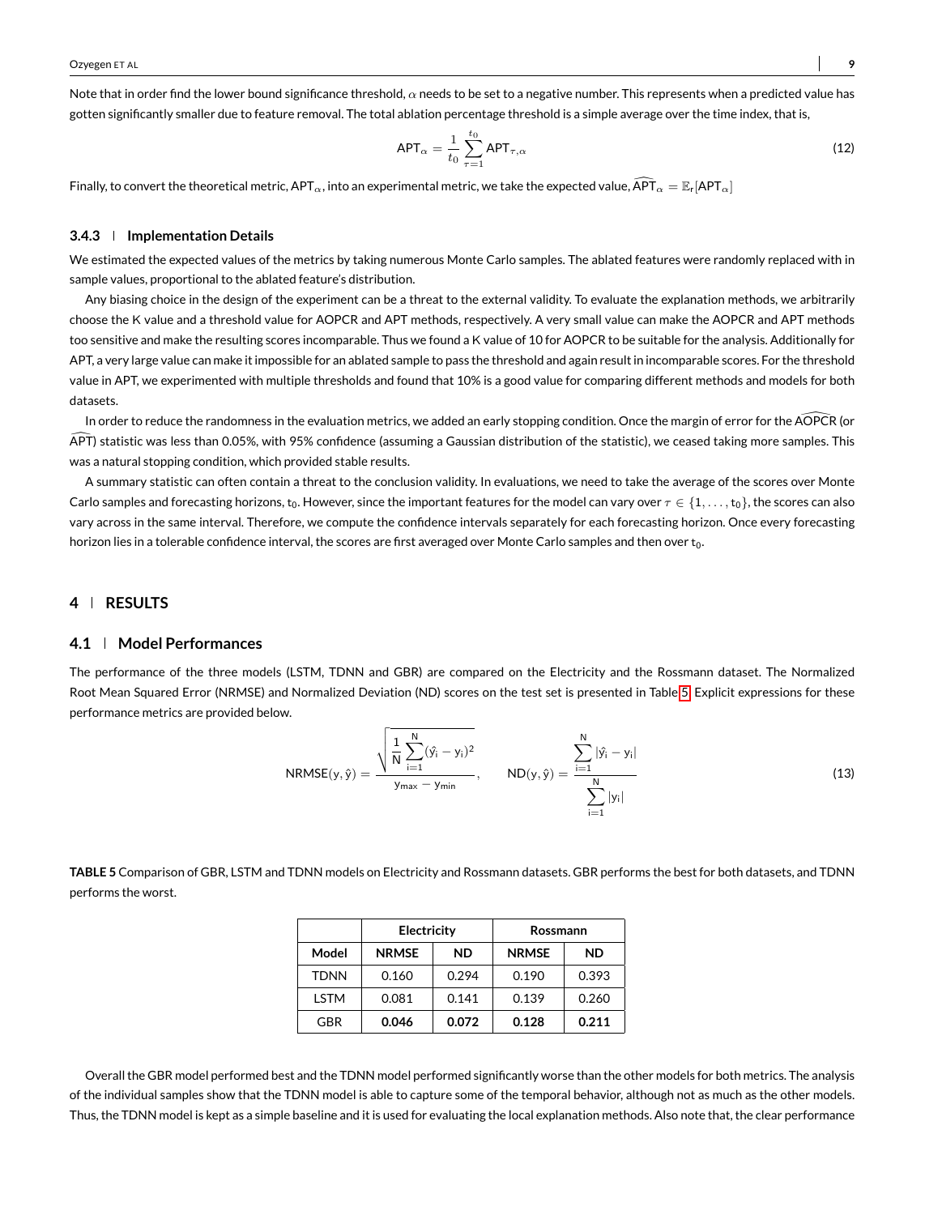Note that in order find the lower bound significance threshold, $\alpha$ needs to be set to a negative number. This represents when a predicted value has gotten significantly smaller due to feature removal. The total ablation percentage threshold is a simple average over the time index, that is,

$$\mathrm{APT}_{\alpha} = \frac{1}{t_0} \sum_{\tau=1}^{t_0} \mathrm{APT}_{\tau,\alpha} \tag{12}$$

Finally, to convert the theoretical metric, $\mathrm{APT}_{\alpha}$, into an experimental metric, we take the expected value, $\widehat{\mathrm{APT}}_{\alpha} = \mathbb{E}_r[\mathrm{APT}_{\alpha}]$

### 3.4.3 | Implementation Details

We estimated the expected values of the metrics by taking numerous Monte Carlo samples. The ablated features were randomly replaced with in sample values, proportional to the ablated feature's distribution.

Any biasing choice in the design of the experiment can be a threat to the external validity. To evaluate the explanation methods, we arbitrarily choose the K value and a threshold value for AOPCR and APT methods, respectively. A very small value can make the AOPCR and APT methods too sensitive and make the resulting scores incomparable. Thus we found a K value of 10 for AOPCR to be suitable for the analysis. Additionally for APT, a very large value can make it impossible for an ablated sample to pass the threshold and again result in incomparable scores. For the threshold value in APT, we experimented with multiple thresholds and found that 10% is a good value for comparing different methods and models for both datasets.

In order to reduce the randomness in the evaluation metrics, we added an early stopping condition. Once the margin of error for the $\widehat{\mathrm{AOPCR}}$ (or $\widehat{\mathrm{APT}}$) statistic was less than 0.05%, with 95% confidence (assuming a Gaussian distribution of the statistic), we ceased taking more samples. This was a natural stopping condition, which provided stable results.

A summary statistic can often contain a threat to the conclusion validity. In evaluations, we need to take the average of the scores over Monte Carlo samples and forecasting horizons, $t_0$. However, since the important features for the model can vary over $\tau \in \{1, \ldots, t_0\}$, the scores can also vary across in the same interval. Therefore, we compute the confidence intervals separately for each forecasting horizon. Once every forecasting horizon lies in a tolerable confidence interval, the scores are first averaged over Monte Carlo samples and then over $t_0$.

## 4 | RESULTS

### 4.1 | Model Performances

The performance of the three models (LSTM, TDNN and GBR) are compared on the Electricity and the Rossmann dataset. The Normalized Root Mean Squared Error (NRMSE) and Normalized Deviation (ND) scores on the test set is presented in Table 5. Explicit expressions for these performance metrics are provided below.

$$\mathrm{NRMSE}(y, \hat{y}) = \frac{\sqrt{\frac{1}{N}\sum_{i=1}^{N}(\hat{y}_i - y_i)^2}}{y_{max} - y_{min}}, \qquad \mathrm{ND}(y, \hat{y}) = \frac{\sum_{i=1}^{N}|\hat{y}_i - y_i|}{\sum_{i=1}^{N}|y_i|} \tag{13}$$

**TABLE 5** Comparison of GBR, LSTM and TDNN models on Electricity and Rossmann datasets. GBR performs the best for both datasets, and TDNN performs the worst.

| | **Electricity** | | **Rossmann** | |
|---|---|---|---|---|
| **Model** | **NRMSE** | **ND** | **NRMSE** | **ND** |
| TDNN | 0.160 | 0.294 | 0.190 | 0.393 |
| LSTM | 0.081 | 0.141 | 0.139 | 0.260 |
| GBR | **0.046** | **0.072** | **0.128** | **0.211** |

Overall the GBR model performed best and the TDNN model performed significantly worse than the other models for both metrics. The analysis of the individual samples show that the TDNN model is able to capture some of the temporal behavior, although not as much as the other models. Thus, the TDNN model is kept as a simple baseline and it is used for evaluating the local explanation methods. Also note that, the clear performance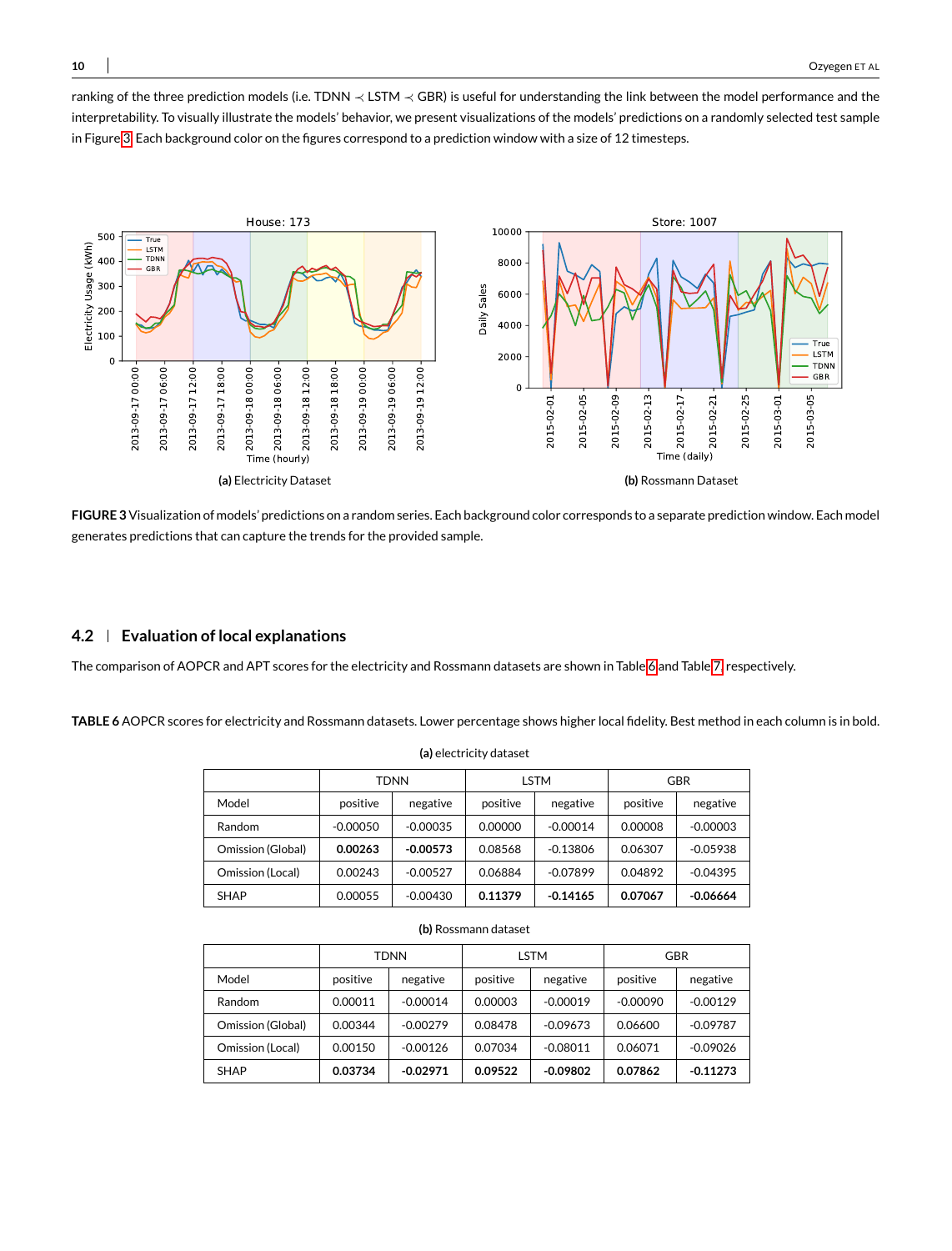ranking of the three prediction models (i.e. TDNN $\prec$ LSTM $\prec$ GBR) is useful for understanding the link between the model performance and the interpretability. To visually illustrate the models' behavior, we present visualizations of the models' predictions on a randomly selected test sample in Figure 3. Each background color on the figures correspond to a prediction window with a size of 12 timesteps.

(a) Electricity Dataset

(b) Rossmann Dataset

**FIGURE 3** Visualization of models' predictions on a random series. Each background color corresponds to a separate prediction window. Each model generates predictions that can capture the trends for the provided sample.

## 4.2 | Evaluation of local explanations

The comparison of AOPCR and APT scores for the electricity and Rossmann datasets are shown in Table 6 and Table 7 respectively.

**TABLE 6** AOPCR scores for electricity and Rossmann datasets. Lower percentage shows higher local fidelity. Best method in each column is in bold.

**(a)** electricity dataset

| | TDNN | | LSTM | | GBR | |
|---|---|---|---|---|---|---|
| Model | positive | negative | positive | negative | positive | negative |
| Random | -0.00050 | -0.00035 | 0.00000 | -0.00014 | 0.00008 | -0.00003 |
| Omission (Global) | **0.00263** | **-0.00573** | 0.08568 | -0.13806 | 0.06307 | -0.05938 |
| Omission (Local) | 0.00243 | -0.00527 | 0.06884 | -0.07899 | 0.04892 | -0.04395 |
| SHAP | 0.00055 | -0.00430 | **0.11379** | **-0.14165** | **0.07067** | **-0.06664** |

**(b)** Rossmann dataset

| | TDNN | | LSTM | | GBR | |
|---|---|---|---|---|---|---|
| Model | positive | negative | positive | negative | positive | negative |
| Random | 0.00011 | -0.00014 | 0.00003 | -0.00019 | -0.00090 | -0.00129 |
| Omission (Global) | 0.00344 | -0.00279 | 0.08478 | -0.09673 | 0.06600 | -0.09787 |
| Omission (Local) | 0.00150 | -0.00126 | 0.07034 | -0.08011 | 0.06071 | -0.09026 |
| SHAP | **0.03734** | **-0.02971** | **0.09522** | **-0.09802** | **0.07862** | **-0.11273** |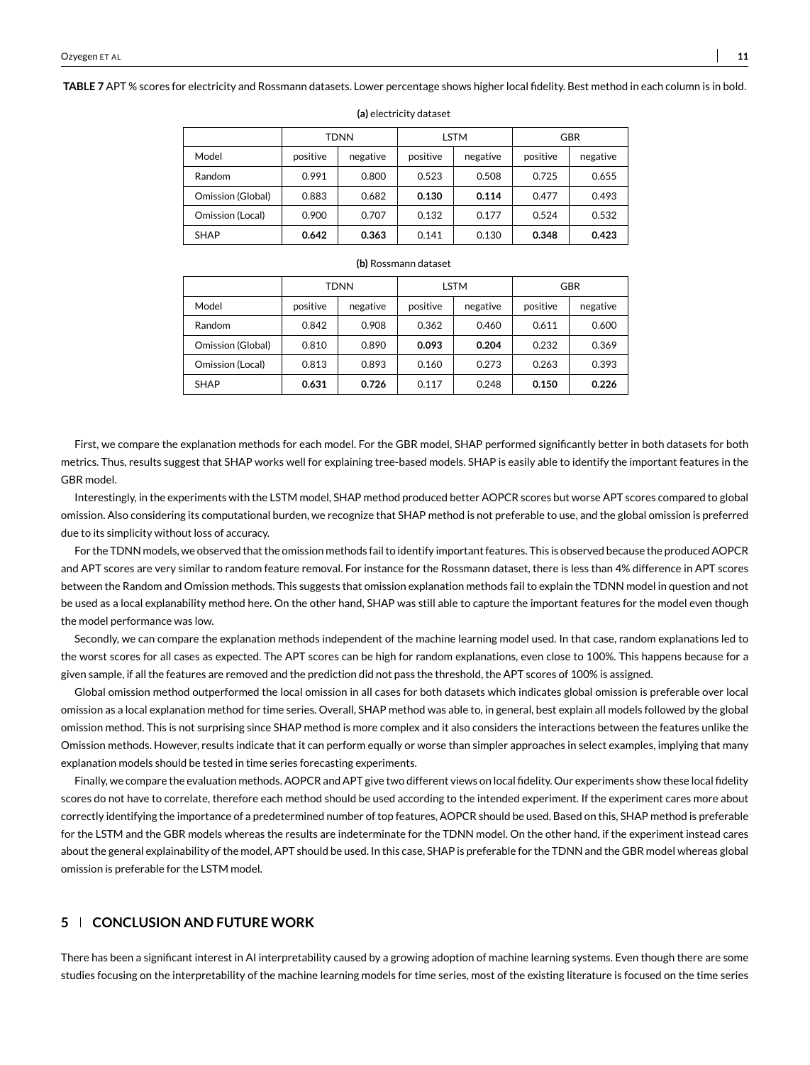**TABLE 7** APT % scores for electricity and Rossmann datasets. Lower percentage shows higher local fidelity. Best method in each column is in bold.

**(a)** electricity dataset

| | TDNN | | LSTM | | GBR | |
|---|---|---|---|---|---|---|
| Model | positive | negative | positive | negative | positive | negative |
| Random | 0.991 | 0.800 | 0.523 | 0.508 | 0.725 | 0.655 |
| Omission (Global) | 0.883 | 0.682 | **0.130** | **0.114** | 0.477 | 0.493 |
| Omission (Local) | 0.900 | 0.707 | 0.132 | 0.177 | 0.524 | 0.532 |
| SHAP | **0.642** | **0.363** | 0.141 | 0.130 | **0.348** | **0.423** |

**(b)** Rossmann dataset

| | TDNN | | LSTM | | GBR | |
|---|---|---|---|---|---|---|
| Model | positive | negative | positive | negative | positive | negative |
| Random | 0.842 | 0.908 | 0.362 | 0.460 | 0.611 | 0.600 |
| Omission (Global) | 0.810 | 0.890 | **0.093** | **0.204** | 0.232 | 0.369 |
| Omission (Local) | 0.813 | 0.893 | 0.160 | 0.273 | 0.263 | 0.393 |
| SHAP | **0.631** | **0.726** | 0.117 | 0.248 | **0.150** | **0.226** |

First, we compare the explanation methods for each model. For the GBR model, SHAP performed significantly better in both datasets for both metrics. Thus, results suggest that SHAP works well for explaining tree-based models. SHAP is easily able to identify the important features in the GBR model.

Interestingly, in the experiments with the LSTM model, SHAP method produced better AOPCR scores but worse APT scores compared to global omission. Also considering its computational burden, we recognize that SHAP method is not preferable to use, and the global omission is preferred due to its simplicity without loss of accuracy.

For the TDNN models, we observed that the omission methods fail to identify important features. This is observed because the produced AOPCR and APT scores are very similar to random feature removal. For instance for the Rossmann dataset, there is less than 4% difference in APT scores between the Random and Omission methods. This suggests that omission explanation methods fail to explain the TDNN model in question and not be used as a local explanability method here. On the other hand, SHAP was still able to capture the important features for the model even though the model performance was low.

Secondly, we can compare the explanation methods independent of the machine learning model used. In that case, random explanations led to the worst scores for all cases as expected. The APT scores can be high for random explanations, even close to 100%. This happens because for a given sample, if all the features are removed and the prediction did not pass the threshold, the APT scores of 100% is assigned.

Global omission method outperformed the local omission in all cases for both datasets which indicates global omission is preferable over local omission as a local explanation method for time series. Overall, SHAP method was able to, in general, best explain all models followed by the global omission method. This is not surprising since SHAP method is more complex and it also considers the interactions between the features unlike the Omission methods. However, results indicate that it can perform equally or worse than simpler approaches in select examples, implying that many explanation models should be tested in time series forecasting experiments.

Finally, we compare the evaluation methods. AOPCR and APT give two different views on local fidelity. Our experiments show these local fidelity scores do not have to correlate, therefore each method should be used according to the intended experiment. If the experiment cares more about correctly identifying the importance of a predetermined number of top features, AOPCR should be used. Based on this, SHAP method is preferable for the LSTM and the GBR models whereas the results are indeterminate for the TDNN model. On the other hand, if the experiment instead cares about the general explainability of the model, APT should be used. In this case, SHAP is preferable for the TDNN and the GBR model whereas global omission is preferable for the LSTM model.

## 5 | CONCLUSION AND FUTURE WORK

There has been a significant interest in AI interpretability caused by a growing adoption of machine learning systems. Even though there are some studies focusing on the interpretability of the machine learning models for time series, most of the existing literature is focused on the time series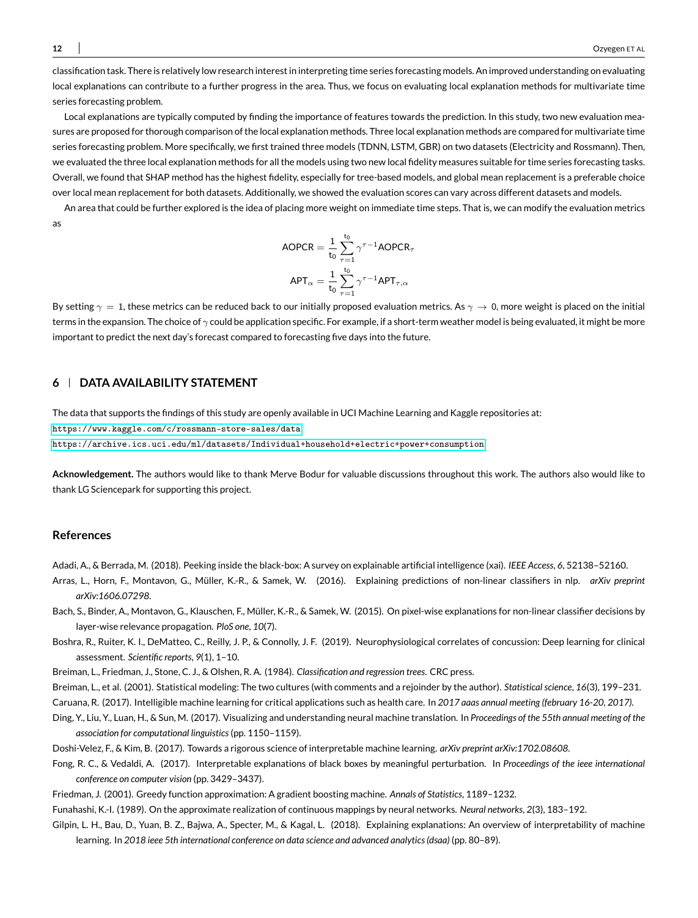classification task. There is relatively low research interest in interpreting time series forecasting models. An improved understanding on evaluating local explanations can contribute to a further progress in the area. Thus, we focus on evaluating local explanation methods for multivariate time series forecasting problem.

Local explanations are typically computed by finding the importance of features towards the prediction. In this study, two new evaluation measures are proposed for thorough comparison of the local explanation methods. Three local explanation methods are compared for multivariate time series forecasting problem. More specifically, we first trained three models (TDNN, LSTM, GBR) on two datasets (Electricity and Rossmann). Then, we evaluated the three local explanation methods for all the models using two new local fidelity measures suitable for time series forecasting tasks. Overall, we found that SHAP method has the highest fidelity, especially for tree-based models, and global mean replacement is a preferable choice over local mean replacement for both datasets. Additionally, we showed the evaluation scores can vary across different datasets and models.

An area that could be further explored is the idea of placing more weight on immediate time steps. That is, we can modify the evaluation metrics as

$$\mathrm{AOPCR} = \frac{1}{\mathrm{t_0}} \sum_{\tau=1}^{\mathrm{t_0}} \gamma^{\tau-1} \mathrm{AOPCR}_{\tau}$$

$$\mathrm{APT}_{\alpha} = \frac{1}{\mathrm{t_0}} \sum_{\tau=1}^{\mathrm{t_0}} \gamma^{\tau-1} \mathrm{APT}_{\tau,\alpha}$$

By setting $\gamma = 1$, these metrics can be reduced back to our initially proposed evaluation metrics. As $\gamma \to 0$, more weight is placed on the initial terms in the expansion. The choice of $\gamma$ could be application specific. For example, if a short-term weather model is being evaluated, it might be more important to predict the next day's forecast compared to forecasting five days into the future.

## 6 | DATA AVAILABILITY STATEMENT

The data that supports the findings of this study are openly available in UCI Machine Learning and Kaggle repositories at:
https://www.kaggle.com/c/rossmann-store-sales/data
https://archive.ics.uci.edu/ml/datasets/Individual+household+electric+power+consumption

**Acknowledgement.** The authors would like to thank Merve Bodur for valuable discussions throughout this work. The authors also would like to thank LG Sciencepark for supporting this project.

## References

Adadi, A., & Berrada, M. (2018). Peeking inside the black-box: A survey on explainable artificial intelligence (xai). *IEEE Access*, *6*, 52138–52160.

Arras, L., Horn, F., Montavon, G., Müller, K.-R., & Samek, W. (2016). Explaining predictions of non-linear classifiers in nlp. *arXiv preprint arXiv:1606.07298*.

Bach, S., Binder, A., Montavon, G., Klauschen, F., Müller, K.-R., & Samek, W. (2015). On pixel-wise explanations for non-linear classifier decisions by layer-wise relevance propagation. *PloS one*, *10*(7).

Boshra, R., Ruiter, K. I., DeMatteo, C., Reilly, J. P., & Connolly, J. F. (2019). Neurophysiological correlates of concussion: Deep learning for clinical assessment. *Scientific reports*, *9*(1), 1–10.

Breiman, L., Friedman, J., Stone, C. J., & Olshen, R. A. (1984). *Classification and regression trees.* CRC press.

Breiman, L., et al. (2001). Statistical modeling: The two cultures (with comments and a rejoinder by the author). *Statistical science*, *16*(3), 199–231.

Caruana, R. (2017). Intelligible machine learning for critical applications such as health care. In *2017 aaas annual meeting (february 16-20, 2017).*

Ding, Y., Liu, Y., Luan, H., & Sun, M. (2017). Visualizing and understanding neural machine translation. In *Proceedings of the 55th annual meeting of the association for computational linguistics* (pp. 1150–1159).

Doshi-Velez, F., & Kim, B. (2017). Towards a rigorous science of interpretable machine learning. *arXiv preprint arXiv:1702.08608*.

Fong, R. C., & Vedaldi, A. (2017). Interpretable explanations of black boxes by meaningful perturbation. In *Proceedings of the ieee international conference on computer vision* (pp. 3429–3437).

Friedman, J. (2001). Greedy function approximation: A gradient boosting machine. *Annals of Statistics*, 1189–1232.

Funahashi, K.-I. (1989). On the approximate realization of continuous mappings by neural networks. *Neural networks*, *2*(3), 183–192.

Gilpin, L. H., Bau, D., Yuan, B. Z., Bajwa, A., Specter, M., & Kagal, L. (2018). Explaining explanations: An overview of interpretability of machine learning. In *2018 ieee 5th international conference on data science and advanced analytics (dsaa)* (pp. 80–89).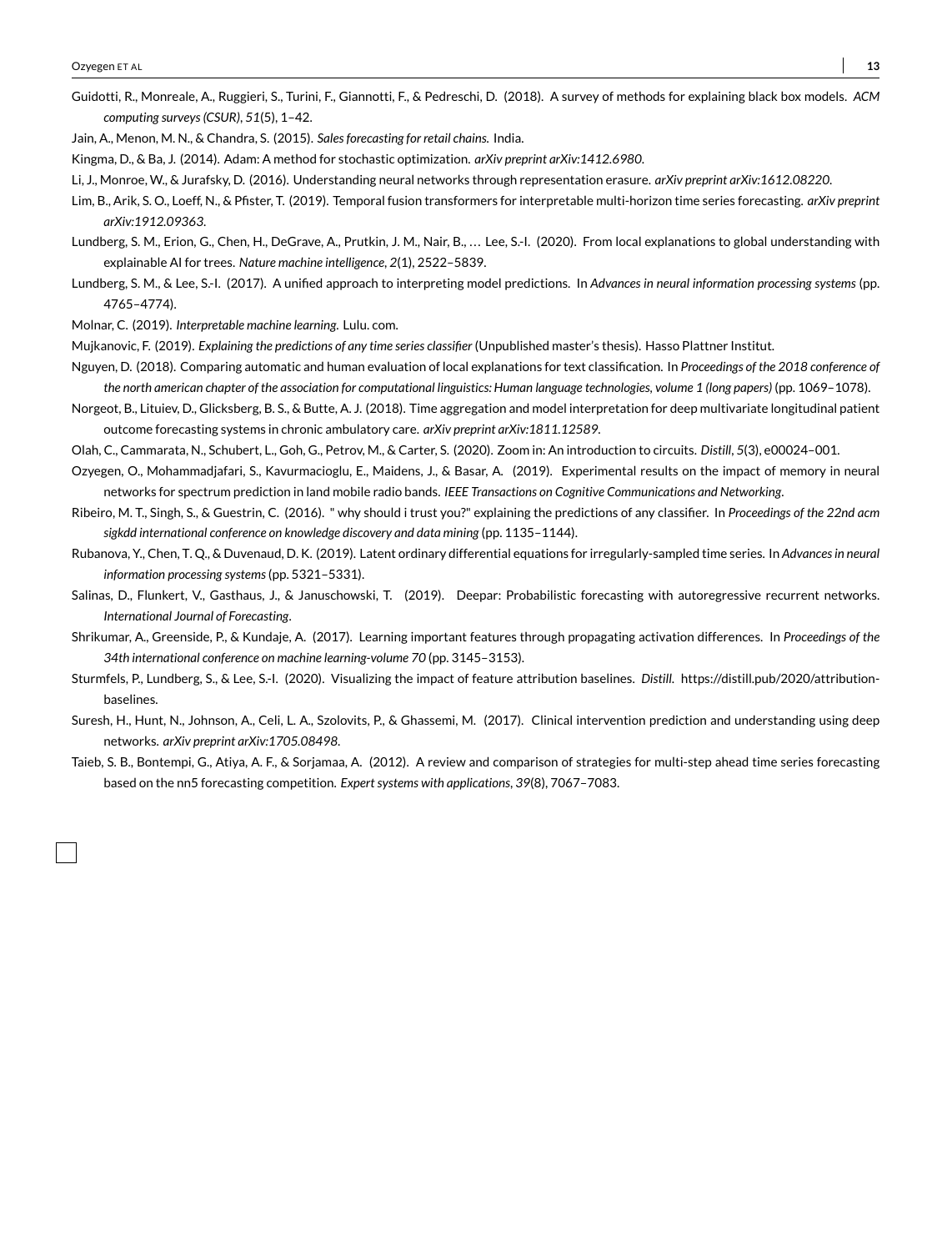Guidotti, R., Monreale, A., Ruggieri, S., Turini, F., Giannotti, F., & Pedreschi, D. (2018). A survey of methods for explaining black box models. *ACM computing surveys (CSUR)*, *51*(5), 1–42.

Jain, A., Menon, M. N., & Chandra, S. (2015). *Sales forecasting for retail chains.* India.

Kingma, D., & Ba, J. (2014). Adam: A method for stochastic optimization. *arXiv preprint arXiv:1412.6980*.

Li, J., Monroe, W., & Jurafsky, D. (2016). Understanding neural networks through representation erasure. *arXiv preprint arXiv:1612.08220*.

Lim, B., Arik, S. O., Loeff, N., & Pfister, T. (2019). Temporal fusion transformers for interpretable multi-horizon time series forecasting. *arXiv preprint arXiv:1912.09363*.

Lundberg, S. M., Erion, G., Chen, H., DeGrave, A., Prutkin, J. M., Nair, B., … Lee, S.-I. (2020). From local explanations to global understanding with explainable AI for trees. *Nature machine intelligence*, *2*(1), 2522–5839.

Lundberg, S. M., & Lee, S.-I. (2017). A unified approach to interpreting model predictions. In *Advances in neural information processing systems* (pp. 4765–4774).

Molnar, C. (2019). *Interpretable machine learning.* Lulu. com.

Mujkanovic, F. (2019). *Explaining the predictions of any time series classifier* (Unpublished master's thesis). Hasso Plattner Institut.

Nguyen, D. (2018). Comparing automatic and human evaluation of local explanations for text classification. In *Proceedings of the 2018 conference of the north american chapter of the association for computational linguistics: Human language technologies, volume 1 (long papers)* (pp. 1069–1078).

Norgeot, B., Lituiev, D., Glicksberg, B. S., & Butte, A. J. (2018). Time aggregation and model interpretation for deep multivariate longitudinal patient outcome forecasting systems in chronic ambulatory care. *arXiv preprint arXiv:1811.12589*.

Olah, C., Cammarata, N., Schubert, L., Goh, G., Petrov, M., & Carter, S. (2020). Zoom in: An introduction to circuits. *Distill*, *5*(3), e00024–001.

Ozyegen, O., Mohammadjafari, S., Kavurmacioglu, E., Maidens, J., & Basar, A. (2019). Experimental results on the impact of memory in neural networks for spectrum prediction in land mobile radio bands. *IEEE Transactions on Cognitive Communications and Networking*.

Ribeiro, M. T., Singh, S., & Guestrin, C. (2016). " why should i trust you?" explaining the predictions of any classifier. In *Proceedings of the 22nd acm sigkdd international conference on knowledge discovery and data mining* (pp. 1135–1144).

Rubanova, Y., Chen, T. Q., & Duvenaud, D. K. (2019). Latent ordinary differential equations for irregularly-sampled time series. In *Advances in neural information processing systems* (pp. 5321–5331).

Salinas, D., Flunkert, V., Gasthaus, J., & Januschowski, T. (2019). Deepar: Probabilistic forecasting with autoregressive recurrent networks. *International Journal of Forecasting*.

Shrikumar, A., Greenside, P., & Kundaje, A. (2017). Learning important features through propagating activation differences. In *Proceedings of the 34th international conference on machine learning-volume 70* (pp. 3145–3153).

Sturmfels, P., Lundberg, S., & Lee, S.-I. (2020). Visualizing the impact of feature attribution baselines. *Distill.* https://distill.pub/2020/attribution-baselines.

Suresh, H., Hunt, N., Johnson, A., Celi, L. A., Szolovits, P., & Ghassemi, M. (2017). Clinical intervention prediction and understanding using deep networks. *arXiv preprint arXiv:1705.08498*.

Taieb, S. B., Bontempi, G., Atiya, A. F., & Sorjamaa, A. (2012). A review and comparison of strategies for multi-step ahead time series forecasting based on the nn5 forecasting competition. *Expert systems with applications*, *39*(8), 7067–7083.